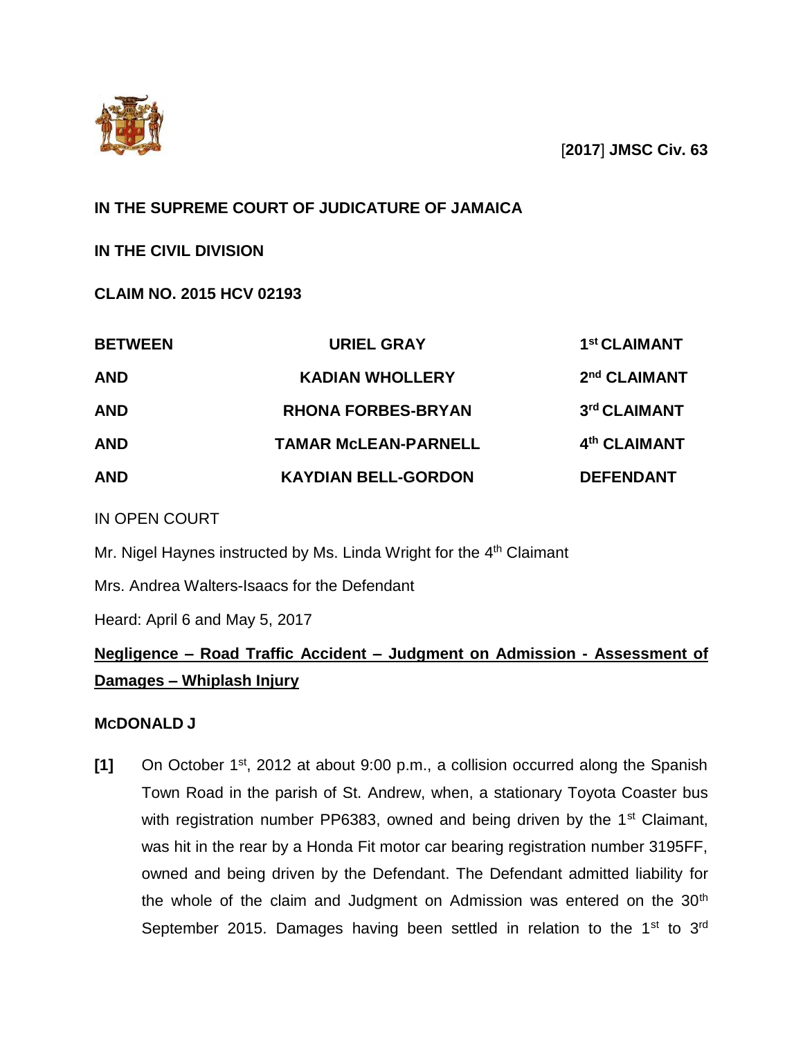[**2017**] **JMSC Civ. 63**

**IN THE SUPREME COURT OF JUDICATURE OF JAMAICA**

**IN THE CIVIL DIVISION**

**CLAIM NO. 2015 HCV 02193**

| | | |
|---|---|---|
| **BETWEEN** | **URIEL GRAY** | **1st CLAIMANT** |
| **AND** | **KADIAN WHOLLERY** | **2nd CLAIMANT** |
| **AND** | **RHONA FORBES-BRYAN** | **3rd CLAIMANT** |
| **AND** | **TAMAR McLEAN-PARNELL** | **4th CLAIMANT** |
| **AND** | **KAYDIAN BELL-GORDON** | **DEFENDANT** |

IN OPEN COURT

Mr. Nigel Haynes instructed by Ms. Linda Wright for the 4th Claimant

Mrs. Andrea Walters-Isaacs for the Defendant

Heard: April 6 and May 5, 2017

**Negligence – Road Traffic Accident – Judgment on Admission - Assessment of Damages – Whiplash Injury**

**McDONALD J**

**[1]** On October 1st, 2012 at about 9:00 p.m., a collision occurred along the Spanish Town Road in the parish of St. Andrew, when, a stationary Toyota Coaster bus with registration number PP6383, owned and being driven by the 1st Claimant, was hit in the rear by a Honda Fit motor car bearing registration number 3195FF, owned and being driven by the Defendant. The Defendant admitted liability for the whole of the claim and Judgment on Admission was entered on the 30th September 2015. Damages having been settled in relation to the 1st to 3rd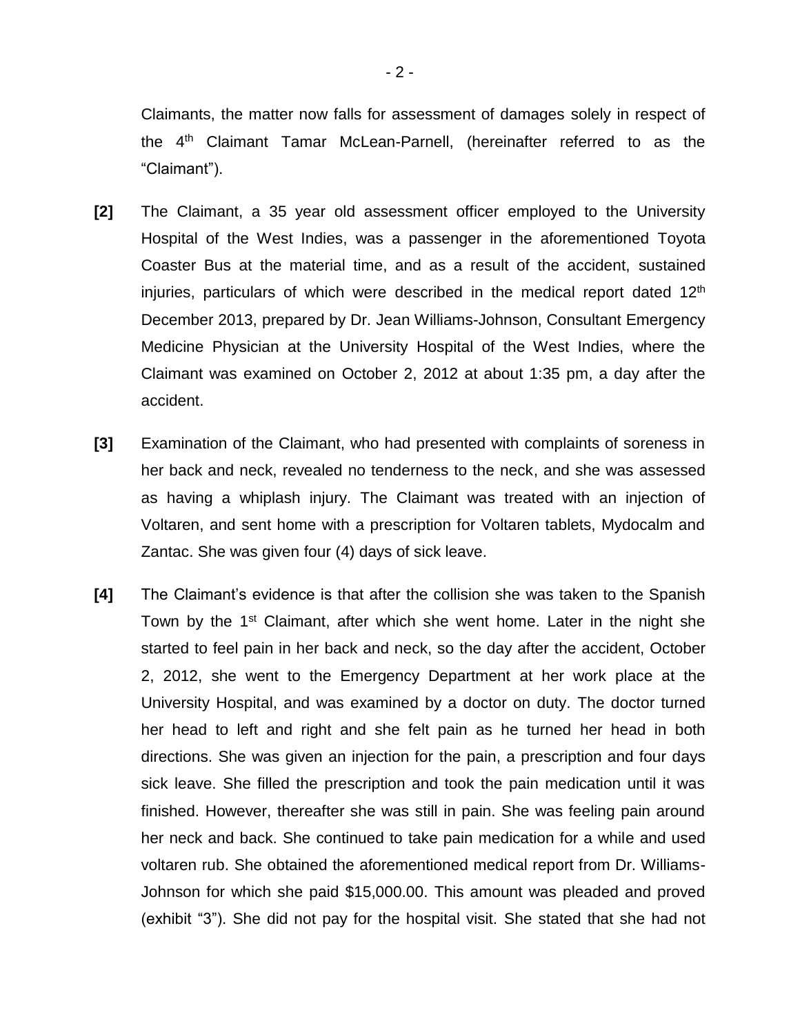Claimants, the matter now falls for assessment of damages solely in respect of the 4th Claimant Tamar McLean-Parnell, (hereinafter referred to as the "Claimant").

**[2]** The Claimant, a 35 year old assessment officer employed to the University Hospital of the West Indies, was a passenger in the aforementioned Toyota Coaster Bus at the material time, and as a result of the accident, sustained injuries, particulars of which were described in the medical report dated 12th December 2013, prepared by Dr. Jean Williams-Johnson, Consultant Emergency Medicine Physician at the University Hospital of the West Indies, where the Claimant was examined on October 2, 2012 at about 1:35 pm, a day after the accident.

**[3]** Examination of the Claimant, who had presented with complaints of soreness in her back and neck, revealed no tenderness to the neck, and she was assessed as having a whiplash injury. The Claimant was treated with an injection of Voltaren, and sent home with a prescription for Voltaren tablets, Mydocalm and Zantac. She was given four (4) days of sick leave.

**[4]** The Claimant's evidence is that after the collision she was taken to the Spanish Town by the 1st Claimant, after which she went home. Later in the night she started to feel pain in her back and neck, so the day after the accident, October 2, 2012, she went to the Emergency Department at her work place at the University Hospital, and was examined by a doctor on duty. The doctor turned her head to left and right and she felt pain as he turned her head in both directions. She was given an injection for the pain, a prescription and four days sick leave. She filled the prescription and took the pain medication until it was finished. However, thereafter she was still in pain. She was feeling pain around her neck and back. She continued to take pain medication for a while and used voltaren rub. She obtained the aforementioned medical report from Dr. Williams-Johnson for which she paid $15,000.00. This amount was pleaded and proved (exhibit "3"). She did not pay for the hospital visit. She stated that she had not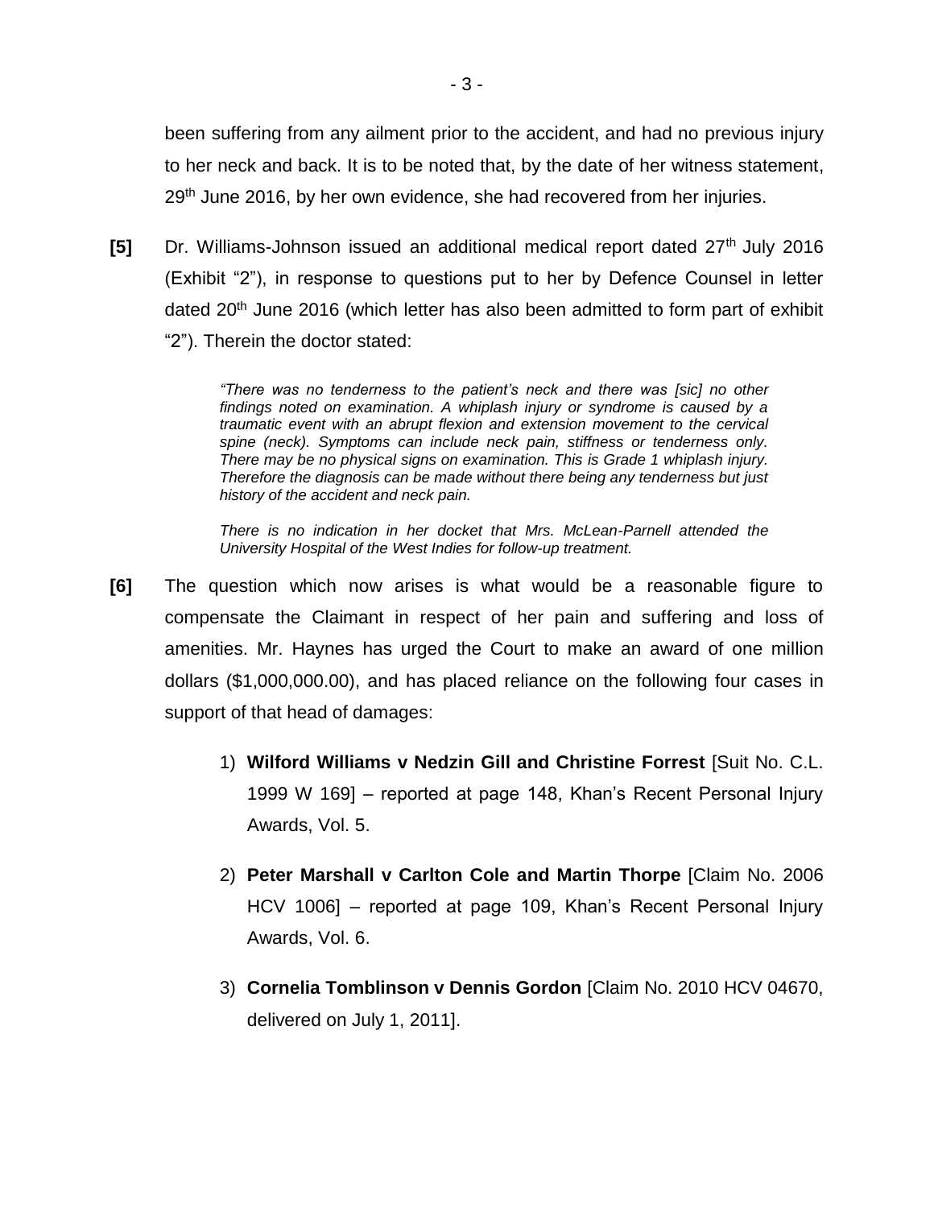been suffering from any ailment prior to the accident, and had no previous injury to her neck and back. It is to be noted that, by the date of her witness statement, 29th June 2016, by her own evidence, she had recovered from her injuries.

**[5]** Dr. Williams-Johnson issued an additional medical report dated 27th July 2016 (Exhibit "2"), in response to questions put to her by Defence Counsel in letter dated 20th June 2016 (which letter has also been admitted to form part of exhibit "2"). Therein the doctor stated:

> *"There was no tenderness to the patient's neck and there was [sic] no other findings noted on examination. A whiplash injury or syndrome is caused by a traumatic event with an abrupt flexion and extension movement to the cervical spine (neck). Symptoms can include neck pain, stiffness or tenderness only. There may be no physical signs on examination. This is Grade 1 whiplash injury. Therefore the diagnosis can be made without there being any tenderness but just history of the accident and neck pain.*
>
> *There is no indication in her docket that Mrs. McLean-Parnell attended the University Hospital of the West Indies for follow-up treatment.*

**[6]** The question which now arises is what would be a reasonable figure to compensate the Claimant in respect of her pain and suffering and loss of amenities. Mr. Haynes has urged the Court to make an award of one million dollars ($1,000,000.00), and has placed reliance on the following four cases in support of that head of damages:

1) **Wilford Williams v Nedzin Gill and Christine Forrest** [Suit No. C.L. 1999 W 169] – reported at page 148, Khan's Recent Personal Injury Awards, Vol. 5.

2) **Peter Marshall v Carlton Cole and Martin Thorpe** [Claim No. 2006 HCV 1006] – reported at page 109, Khan's Recent Personal Injury Awards, Vol. 6.

3) **Cornelia Tomblinson v Dennis Gordon** [Claim No. 2010 HCV 04670, delivered on July 1, 2011].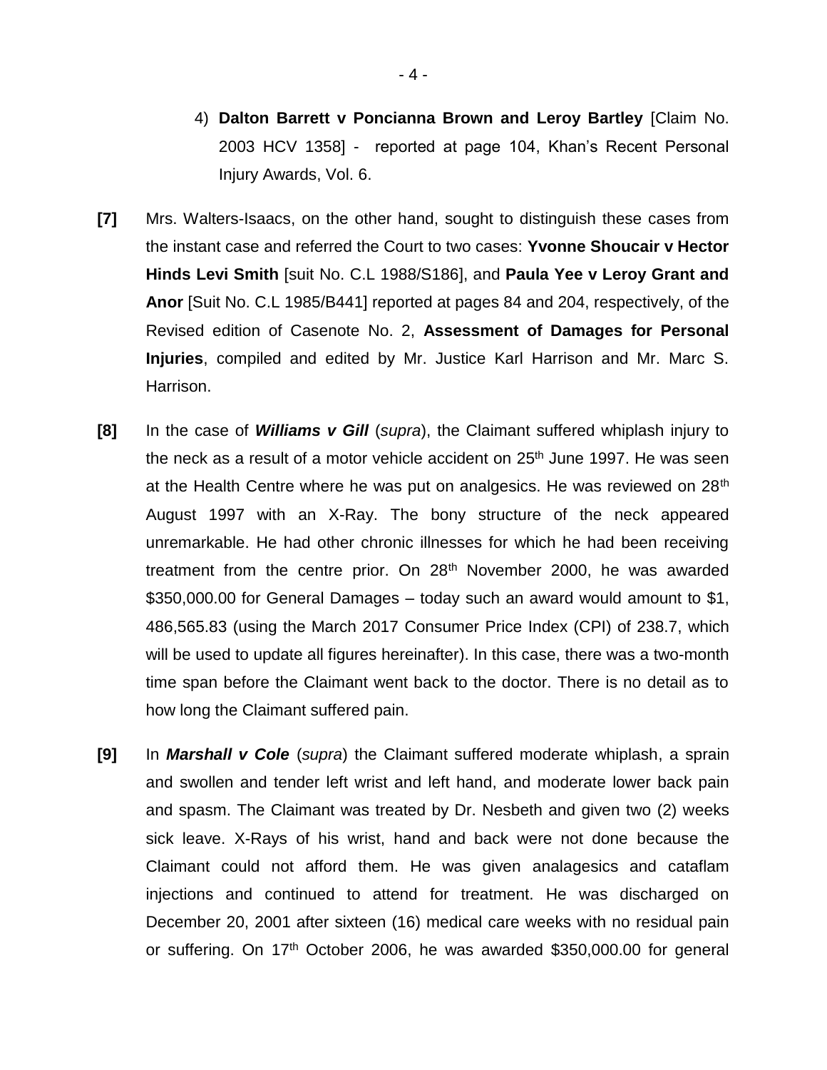4) **Dalton Barrett v Poncianna Brown and Leroy Bartley** [Claim No. 2003 HCV 1358] - reported at page 104, Khan's Recent Personal Injury Awards, Vol. 6.

**[7]** Mrs. Walters-Isaacs, on the other hand, sought to distinguish these cases from the instant case and referred the Court to two cases: **Yvonne Shoucair v Hector Hinds Levi Smith** [suit No. C.L 1988/S186], and **Paula Yee v Leroy Grant and Anor** [Suit No. C.L 1985/B441] reported at pages 84 and 204, respectively, of the Revised edition of Casenote No. 2, **Assessment of Damages for Personal Injuries**, compiled and edited by Mr. Justice Karl Harrison and Mr. Marc S. Harrison.

**[8]** In the case of ***Williams v Gill*** (*supra*), the Claimant suffered whiplash injury to the neck as a result of a motor vehicle accident on 25th June 1997. He was seen at the Health Centre where he was put on analgesics. He was reviewed on 28th August 1997 with an X-Ray. The bony structure of the neck appeared unremarkable. He had other chronic illnesses for which he had been receiving treatment from the centre prior. On 28th November 2000, he was awarded $350,000.00 for General Damages – today such an award would amount to $1, 486,565.83 (using the March 2017 Consumer Price Index (CPI) of 238.7, which will be used to update all figures hereinafter). In this case, there was a two-month time span before the Claimant went back to the doctor. There is no detail as to how long the Claimant suffered pain.

**[9]** In ***Marshall v Cole*** (*supra*) the Claimant suffered moderate whiplash, a sprain and swollen and tender left wrist and left hand, and moderate lower back pain and spasm. The Claimant was treated by Dr. Nesbeth and given two (2) weeks sick leave. X-Rays of his wrist, hand and back were not done because the Claimant could not afford them. He was given analagesics and cataflam injections and continued to attend for treatment. He was discharged on December 20, 2001 after sixteen (16) medical care weeks with no residual pain or suffering. On 17th October 2006, he was awarded $350,000.00 for general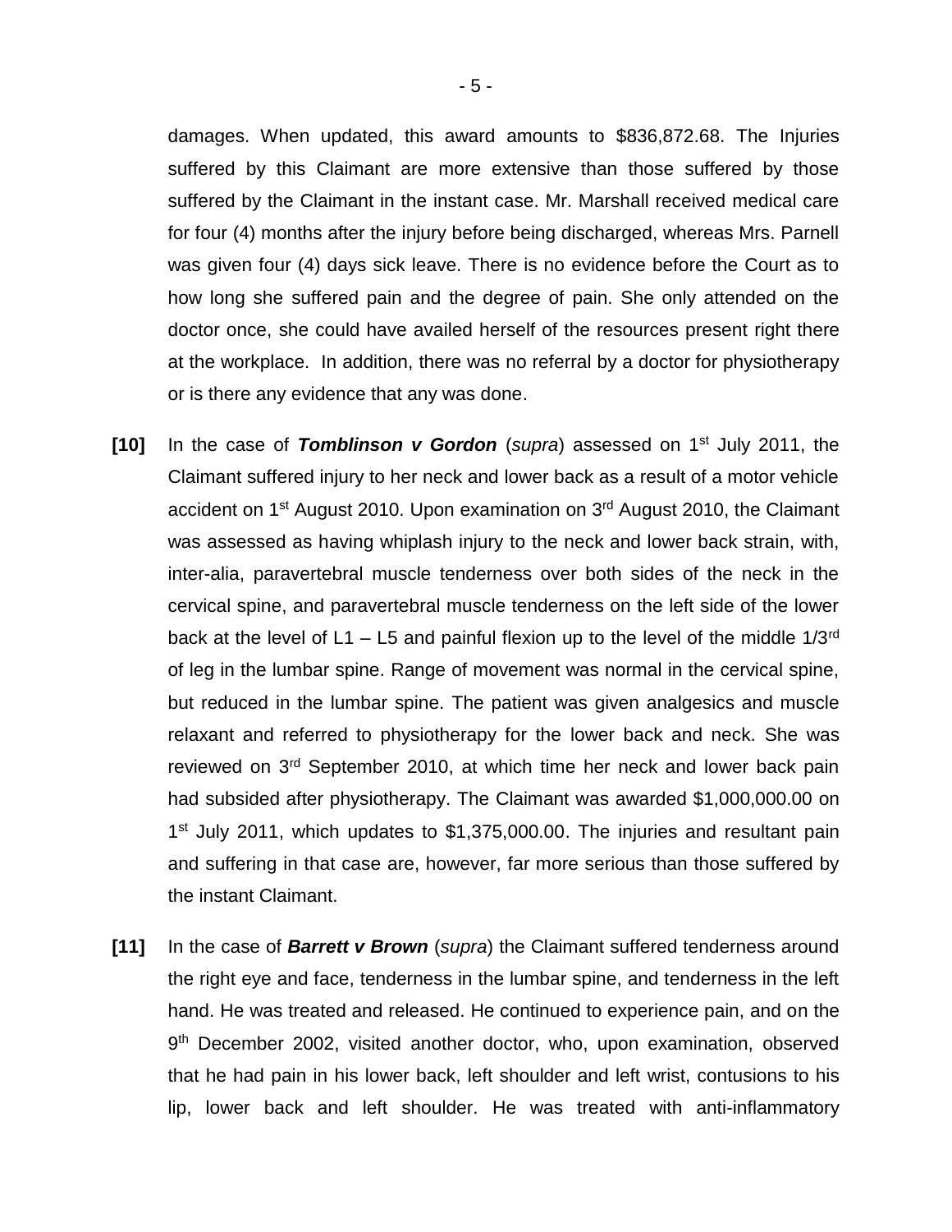damages. When updated, this award amounts to $836,872.68. The Injuries suffered by this Claimant are more extensive than those suffered by those suffered by the Claimant in the instant case. Mr. Marshall received medical care for four (4) months after the injury before being discharged, whereas Mrs. Parnell was given four (4) days sick leave. There is no evidence before the Court as to how long she suffered pain and the degree of pain. She only attended on the doctor once, she could have availed herself of the resources present right there at the workplace. In addition, there was no referral by a doctor for physiotherapy or is there any evidence that any was done.

**[10]** In the case of ***Tomblinson v Gordon*** (*supra*) assessed on 1st July 2011, the Claimant suffered injury to her neck and lower back as a result of a motor vehicle accident on 1st August 2010. Upon examination on 3rd August 2010, the Claimant was assessed as having whiplash injury to the neck and lower back strain, with, inter-alia, paravertebral muscle tenderness over both sides of the neck in the cervical spine, and paravertebral muscle tenderness on the left side of the lower back at the level of L1 – L5 and painful flexion up to the level of the middle 1/3rd of leg in the lumbar spine. Range of movement was normal in the cervical spine, but reduced in the lumbar spine. The patient was given analgesics and muscle relaxant and referred to physiotherapy for the lower back and neck. She was reviewed on 3rd September 2010, at which time her neck and lower back pain had subsided after physiotherapy. The Claimant was awarded $1,000,000.00 on 1st July 2011, which updates to $1,375,000.00. The injuries and resultant pain and suffering in that case are, however, far more serious than those suffered by the instant Claimant.

**[11]** In the case of ***Barrett v Brown*** (*supra*) the Claimant suffered tenderness around the right eye and face, tenderness in the lumbar spine, and tenderness in the left hand. He was treated and released. He continued to experience pain, and on the 9th December 2002, visited another doctor, who, upon examination, observed that he had pain in his lower back, left shoulder and left wrist, contusions to his lip, lower back and left shoulder. He was treated with anti-inflammatory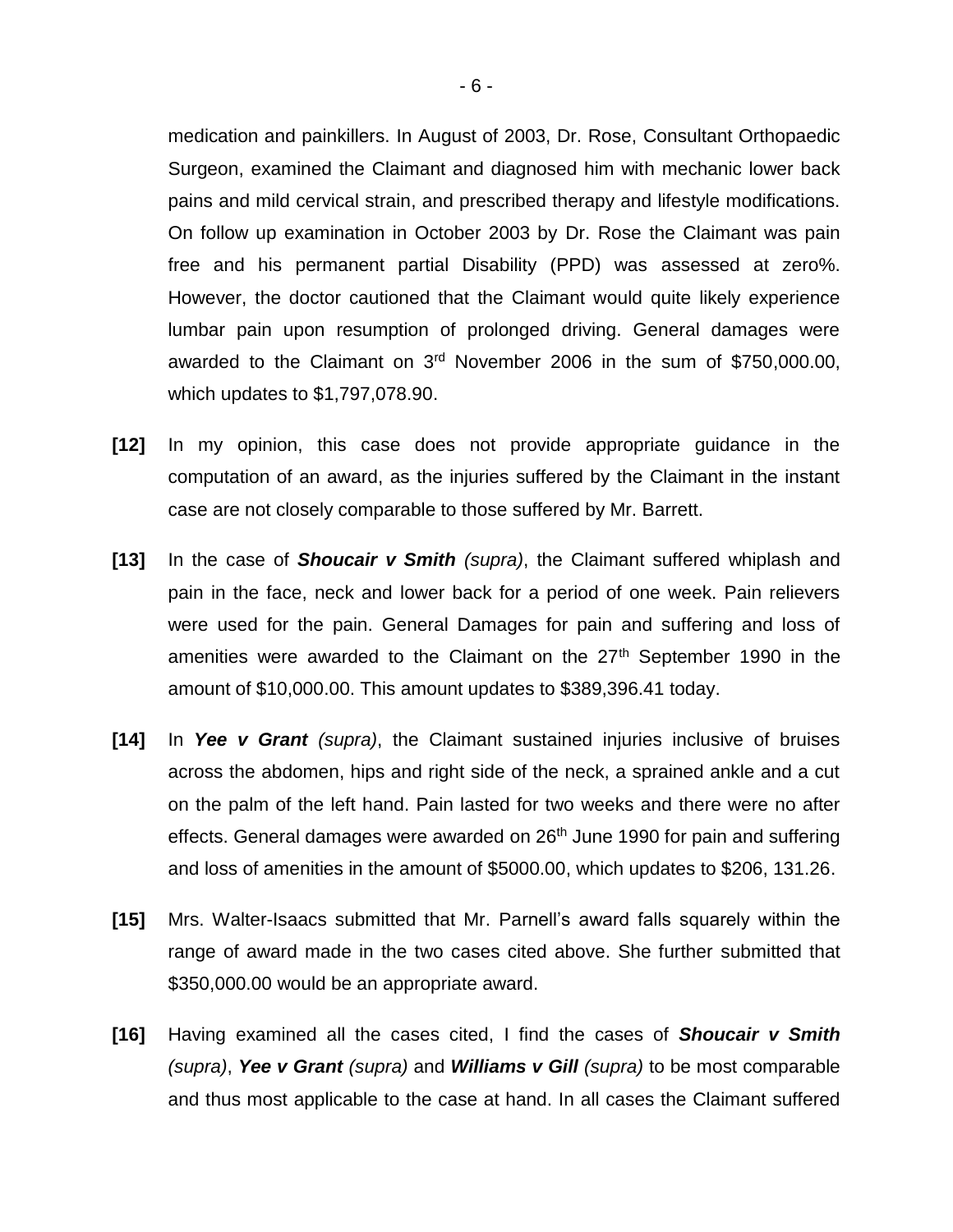medication and painkillers. In August of 2003, Dr. Rose, Consultant Orthopaedic Surgeon, examined the Claimant and diagnosed him with mechanic lower back pains and mild cervical strain, and prescribed therapy and lifestyle modifications. On follow up examination in October 2003 by Dr. Rose the Claimant was pain free and his permanent partial Disability (PPD) was assessed at zero%. However, the doctor cautioned that the Claimant would quite likely experience lumbar pain upon resumption of prolonged driving. General damages were awarded to the Claimant on 3rd November 2006 in the sum of $750,000.00, which updates to $1,797,078.90.

**[12]** In my opinion, this case does not provide appropriate guidance in the computation of an award, as the injuries suffered by the Claimant in the instant case are not closely comparable to those suffered by Mr. Barrett.

**[13]** In the case of ***Shoucair v Smith*** *(supra)*, the Claimant suffered whiplash and pain in the face, neck and lower back for a period of one week. Pain relievers were used for the pain. General Damages for pain and suffering and loss of amenities were awarded to the Claimant on the 27th September 1990 in the amount of $10,000.00. This amount updates to $389,396.41 today.

**[14]** In ***Yee v Grant*** *(supra)*, the Claimant sustained injuries inclusive of bruises across the abdomen, hips and right side of the neck, a sprained ankle and a cut on the palm of the left hand. Pain lasted for two weeks and there were no after effects. General damages were awarded on 26th June 1990 for pain and suffering and loss of amenities in the amount of $5000.00, which updates to $206, 131.26.

**[15]** Mrs. Walter-Isaacs submitted that Mr. Parnell's award falls squarely within the range of award made in the two cases cited above. She further submitted that $350,000.00 would be an appropriate award.

**[16]** Having examined all the cases cited, I find the cases of ***Shoucair v Smith*** *(supra)*, ***Yee v Grant*** *(supra)* and ***Williams v Gill*** *(supra)* to be most comparable and thus most applicable to the case at hand. In all cases the Claimant suffered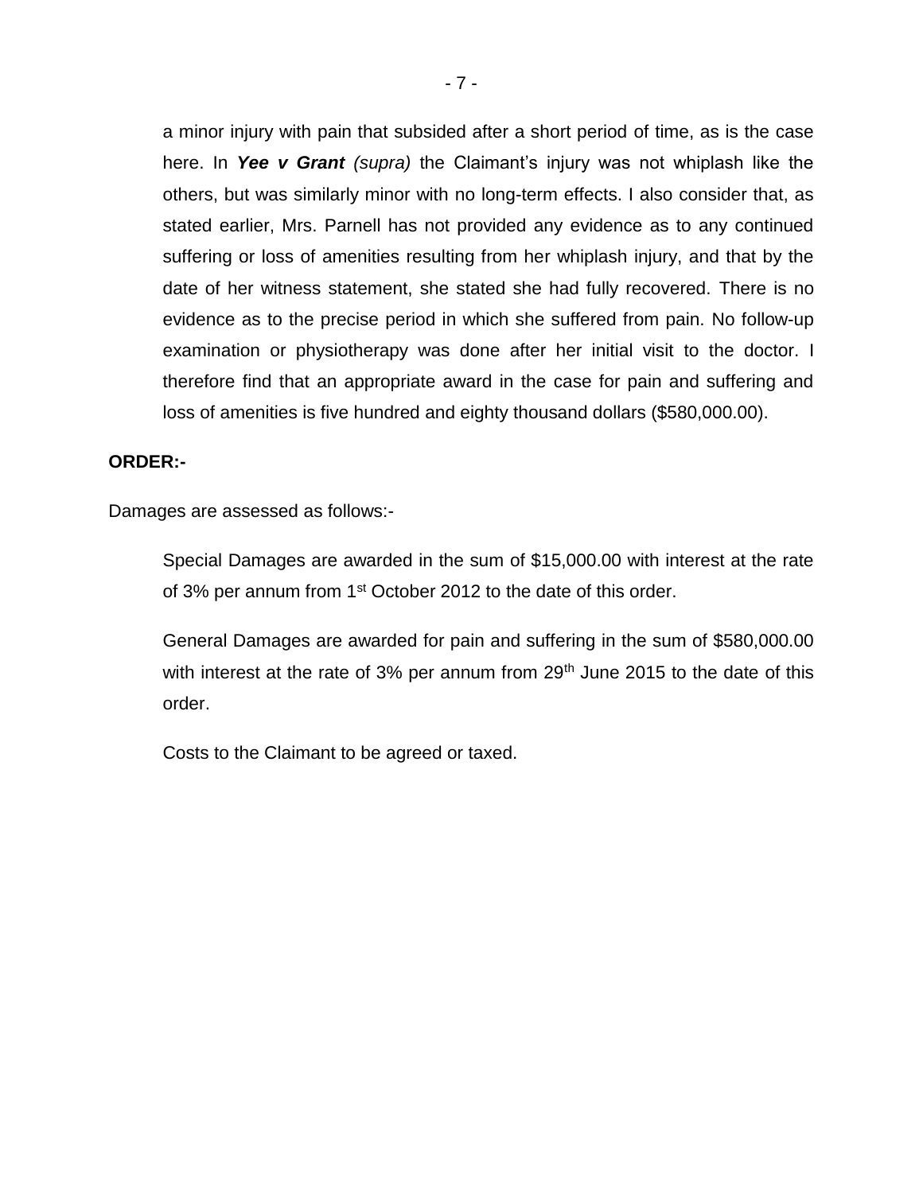a minor injury with pain that subsided after a short period of time, as is the case here. In ***Yee v Grant*** *(supra)* the Claimant's injury was not whiplash like the others, but was similarly minor with no long-term effects. I also consider that, as stated earlier, Mrs. Parnell has not provided any evidence as to any continued suffering or loss of amenities resulting from her whiplash injury, and that by the date of her witness statement, she stated she had fully recovered. There is no evidence as to the precise period in which she suffered from pain. No follow-up examination or physiotherapy was done after her initial visit to the doctor. I therefore find that an appropriate award in the case for pain and suffering and loss of amenities is five hundred and eighty thousand dollars ($580,000.00).

**ORDER:-**

Damages are assessed as follows:-

Special Damages are awarded in the sum of $15,000.00 with interest at the rate of 3% per annum from 1st October 2012 to the date of this order.

General Damages are awarded for pain and suffering in the sum of $580,000.00 with interest at the rate of 3% per annum from 29th June 2015 to the date of this order.

Costs to the Claimant to be agreed or taxed.